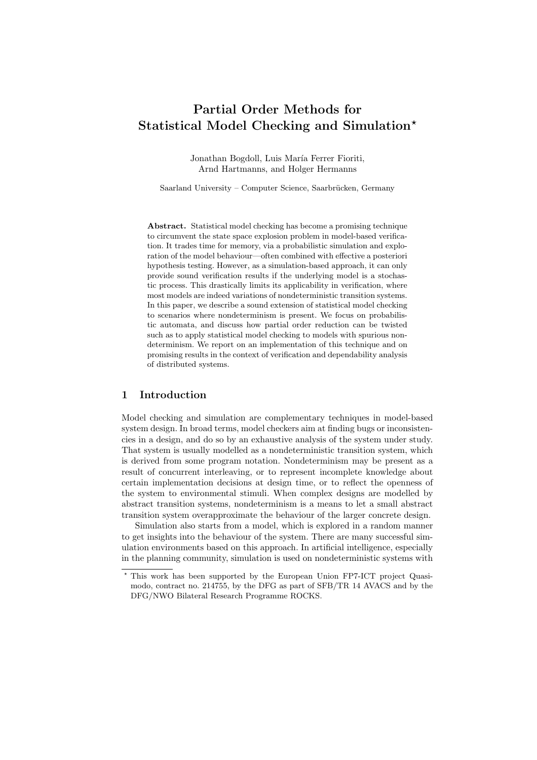# Partial Order Methods for Statistical Model Checking and Simulation*

Jonathan Bogdoll, Luis María Ferrer Fioriti,
Arnd Hartmanns, and Holger Hermanns

Saarland University – Computer Science, Saarbrücken, Germany

**Abstract.** Statistical model checking has become a promising technique to circumvent the state space explosion problem in model-based verification. It trades time for memory, via a probabilistic simulation and exploration of the model behaviour—often combined with effective a posteriori hypothesis testing. However, as a simulation-based approach, it can only provide sound verification results if the underlying model is a stochastic process. This drastically limits its applicability in verification, where most models are indeed variations of nondeterministic transition systems. In this paper, we describe a sound extension of statistical model checking to scenarios where nondeterminism is present. We focus on probabilistic automata, and discuss how partial order reduction can be twisted such as to apply statistical model checking to models with spurious nondeterminism. We report on an implementation of this technique and on promising results in the context of verification and dependability analysis of distributed systems.

## 1 Introduction

Model checking and simulation are complementary techniques in model-based system design. In broad terms, model checkers aim at finding bugs or inconsistencies in a design, and do so by an exhaustive analysis of the system under study. That system is usually modelled as a nondeterministic transition system, which is derived from some program notation. Nondeterminism may be present as a result of concurrent interleaving, or to represent incomplete knowledge about certain implementation decisions at design time, or to reflect the openness of the system to environmental stimuli. When complex designs are modelled by abstract transition systems, nondeterminism is a means to let a small abstract transition system overapproximate the behaviour of the larger concrete design.

Simulation also starts from a model, which is explored in a random manner to get insights into the behaviour of the system. There are many successful simulation environments based on this approach. In artificial intelligence, especially in the planning community, simulation is used on nondeterministic systems with

---

* This work has been supported by the European Union FP7-ICT project Quasimodo, contract no. 214755, by the DFG as part of SFB/TR 14 AVACS and by the DFG/NWO Bilateral Research Programme ROCKS.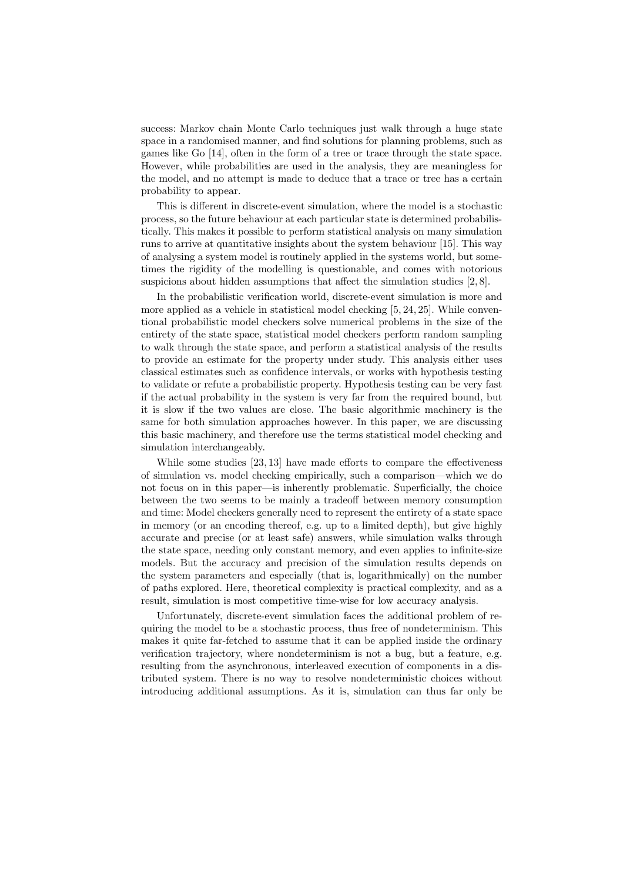success: Markov chain Monte Carlo techniques just walk through a huge state space in a randomised manner, and find solutions for planning problems, such as games like Go [14], often in the form of a tree or trace through the state space. However, while probabilities are used in the analysis, they are meaningless for the model, and no attempt is made to deduce that a trace or tree has a certain probability to appear.

This is different in discrete-event simulation, where the model is a stochastic process, so the future behaviour at each particular state is determined probabilistically. This makes it possible to perform statistical analysis on many simulation runs to arrive at quantitative insights about the system behaviour [15]. This way of analysing a system model is routinely applied in the systems world, but sometimes the rigidity of the modelling is questionable, and comes with notorious suspicions about hidden assumptions that affect the simulation studies [2, 8].

In the probabilistic verification world, discrete-event simulation is more and more applied as a vehicle in statistical model checking [5, 24, 25]. While conventional probabilistic model checkers solve numerical problems in the size of the entirety of the state space, statistical model checkers perform random sampling to walk through the state space, and perform a statistical analysis of the results to provide an estimate for the property under study. This analysis either uses classical estimates such as confidence intervals, or works with hypothesis testing to validate or refute a probabilistic property. Hypothesis testing can be very fast if the actual probability in the system is very far from the required bound, but it is slow if the two values are close. The basic algorithmic machinery is the same for both simulation approaches however. In this paper, we are discussing this basic machinery, and therefore use the terms statistical model checking and simulation interchangeably.

While some studies [23, 13] have made efforts to compare the effectiveness of simulation vs. model checking empirically, such a comparison—which we do not focus on in this paper—is inherently problematic. Superficially, the choice between the two seems to be mainly a tradeoff between memory consumption and time: Model checkers generally need to represent the entirety of a state space in memory (or an encoding thereof, e.g. up to a limited depth), but give highly accurate and precise (or at least safe) answers, while simulation walks through the state space, needing only constant memory, and even applies to infinite-size models. But the accuracy and precision of the simulation results depends on the system parameters and especially (that is, logarithmically) on the number of paths explored. Here, theoretical complexity is practical complexity, and as a result, simulation is most competitive time-wise for low accuracy analysis.

Unfortunately, discrete-event simulation faces the additional problem of requiring the model to be a stochastic process, thus free of nondeterminism. This makes it quite far-fetched to assume that it can be applied inside the ordinary verification trajectory, where nondeterminism is not a bug, but a feature, e.g. resulting from the asynchronous, interleaved execution of components in a distributed system. There is no way to resolve nondeterministic choices without introducing additional assumptions. As it is, simulation can thus far only be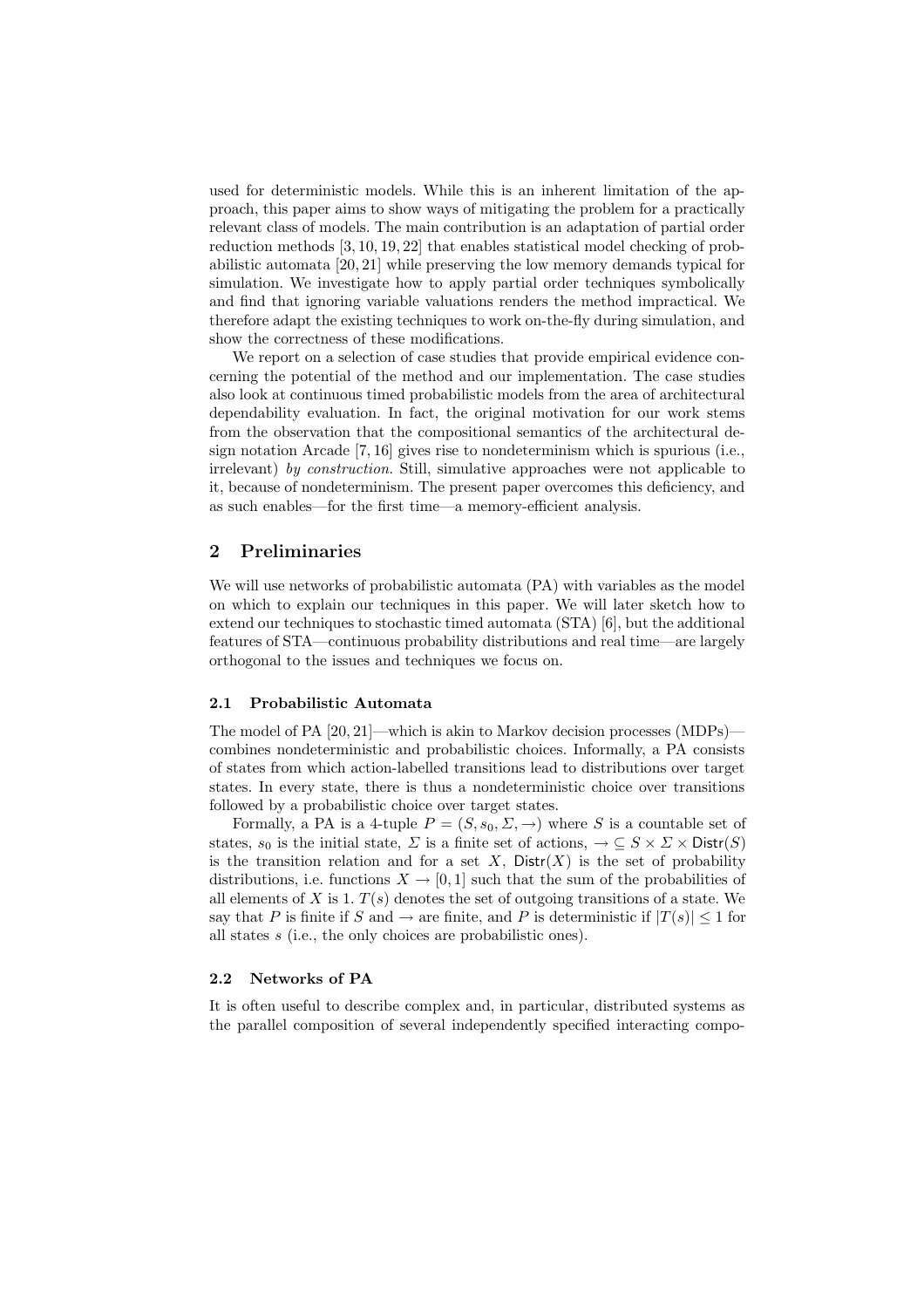used for deterministic models. While this is an inherent limitation of the approach, this paper aims to show ways of mitigating the problem for a practically relevant class of models. The main contribution is an adaptation of partial order reduction methods [3, 10, 19, 22] that enables statistical model checking of probabilistic automata [20, 21] while preserving the low memory demands typical for simulation. We investigate how to apply partial order techniques symbolically and find that ignoring variable valuations renders the method impractical. We therefore adapt the existing techniques to work on-the-fly during simulation, and show the correctness of these modifications.

We report on a selection of case studies that provide empirical evidence concerning the potential of the method and our implementation. The case studies also look at continuous timed probabilistic models from the area of architectural dependability evaluation. In fact, the original motivation for our work stems from the observation that the compositional semantics of the architectural design notation Arcade [7, 16] gives rise to nondeterminism which is spurious (i.e., irrelevant) *by construction*. Still, simulative approaches were not applicable to it, because of nondeterminism. The present paper overcomes this deficiency, and as such enables—for the first time—a memory-efficient analysis.

## 2 Preliminaries

We will use networks of probabilistic automata (PA) with variables as the model on which to explain our techniques in this paper. We will later sketch how to extend our techniques to stochastic timed automata (STA) [6], but the additional features of STA—continuous probability distributions and real time—are largely orthogonal to the issues and techniques we focus on.

### 2.1 Probabilistic Automata

The model of PA [20, 21]—which is akin to Markov decision processes (MDPs)—combines nondeterministic and probabilistic choices. Informally, a PA consists of states from which action-labelled transitions lead to distributions over target states. In every state, there is thus a nondeterministic choice over transitions followed by a probabilistic choice over target states.

Formally, a PA is a 4-tuple $P = (S, s_0, \Sigma, \rightarrow)$ where $S$ is a countable set of states, $s_0$ is the initial state, $\Sigma$ is a finite set of actions, $\rightarrow \subseteq S \times \Sigma \times \mathsf{Distr}(S)$ is the transition relation and for a set $X$, $\mathsf{Distr}(X)$ is the set of probability distributions, i.e. functions $X \rightarrow [0, 1]$ such that the sum of the probabilities of all elements of $X$ is 1. $T(s)$ denotes the set of outgoing transitions of a state. We say that $P$ is finite if $S$ and $\rightarrow$ are finite, and $P$ is deterministic if $|T(s)| \leq 1$ for all states $s$ (i.e., the only choices are probabilistic ones).

### 2.2 Networks of PA

It is often useful to describe complex and, in particular, distributed systems as the parallel composition of several independently specified interacting compo-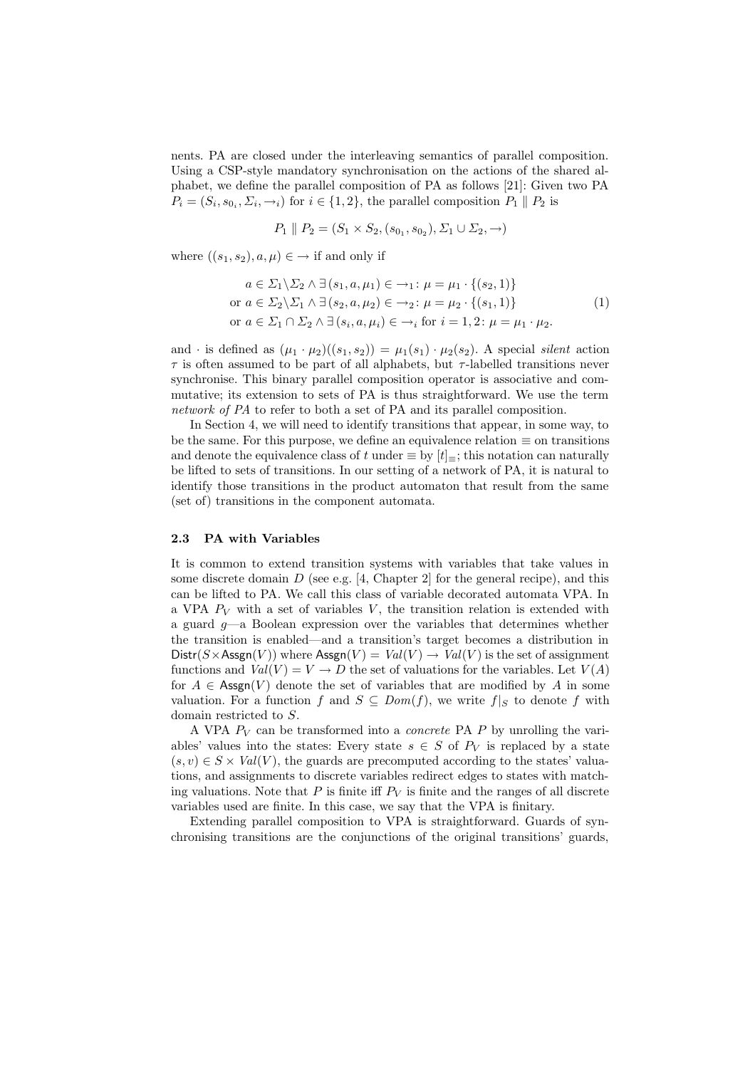nents. PA are closed under the interleaving semantics of parallel composition. Using a CSP-style mandatory synchronisation on the actions of the shared alphabet, we define the parallel composition of PA as follows [21]: Given two PA $P_i = (S_i, s_{0_i}, \Sigma_i, \rightarrow_i)$ for $i \in \{1, 2\}$, the parallel composition $P_1 \parallel P_2$ is

$$P_1 \parallel P_2 = (S_1 \times S_2, (s_{0_1}, s_{0_2}), \Sigma_1 \cup \Sigma_2, \rightarrow)$$

where $((s_1, s_2), a, \mu) \in \rightarrow$ if and only if

$$\begin{aligned}
& a \in \Sigma_1 \backslash \Sigma_2 \wedge \exists\, (s_1, a, \mu_1) \in \rightarrow_1 \colon \mu = \mu_1 \cdot \{(s_2, 1)\} \\
\text{or } & a \in \Sigma_2 \backslash \Sigma_1 \wedge \exists\, (s_2, a, \mu_2) \in \rightarrow_2 \colon \mu = \mu_2 \cdot \{(s_1, 1)\} \\
\text{or } & a \in \Sigma_1 \cap \Sigma_2 \wedge \exists\, (s_i, a, \mu_i) \in \rightarrow_i \text{ for } i = 1, 2 \colon \mu = \mu_1 \cdot \mu_2.
\end{aligned} \tag{1}$$

and $\cdot$ is defined as $(\mu_1 \cdot \mu_2)((s_1, s_2)) = \mu_1(s_1) \cdot \mu_2(s_2)$. A special *silent* action $\tau$ is often assumed to be part of all alphabets, but $\tau$-labelled transitions never synchronise. This binary parallel composition operator is associative and commutative; its extension to sets of PA is thus straightforward. We use the term *network of PA* to refer to both a set of PA and its parallel composition.

In Section 4, we will need to identify transitions that appear, in some way, to be the same. For this purpose, we define an equivalence relation $\equiv$ on transitions and denote the equivalence class of $t$ under $\equiv$ by $[t]_{\equiv}$; this notation can naturally be lifted to sets of transitions. In our setting of a network of PA, it is natural to identify those transitions in the product automaton that result from the same (set of) transitions in the component automata.

### 2.3 PA with Variables

It is common to extend transition systems with variables that take values in some discrete domain $D$ (see e.g. [4, Chapter 2] for the general recipe), and this can be lifted to PA. We call this class of variable decorated automata VPA. In a VPA $P_V$ with a set of variables $V$, the transition relation is extended with a guard $g$—a Boolean expression over the variables that determines whether the transition is enabled—and a transition's target becomes a distribution in $\mathsf{Distr}(S \times \mathsf{Assgn}(V))$ where $\mathsf{Assgn}(V) = Val(V) \rightarrow Val(V)$ is the set of assignment functions and $Val(V) = V \rightarrow D$ the set of valuations for the variables. Let $V(A)$ for $A \in \mathsf{Assgn}(V)$ denote the set of variables that are modified by $A$ in some valuation. For a function $f$ and $S \subseteq Dom(f)$, we write $f|_S$ to denote $f$ with domain restricted to $S$.

A VPA $P_V$ can be transformed into a *concrete* PA $P$ by unrolling the variables' values into the states: Every state $s \in S$ of $P_V$ is replaced by a state $(s, v) \in S \times Val(V)$, the guards are precomputed according to the states' valuations, and assignments to discrete variables redirect edges to states with matching valuations. Note that $P$ is finite iff $P_V$ is finite and the ranges of all discrete variables used are finite. In this case, we say that the VPA is finitary.

Extending parallel composition to VPA is straightforward. Guards of synchronising transitions are the conjunctions of the original transitions' guards,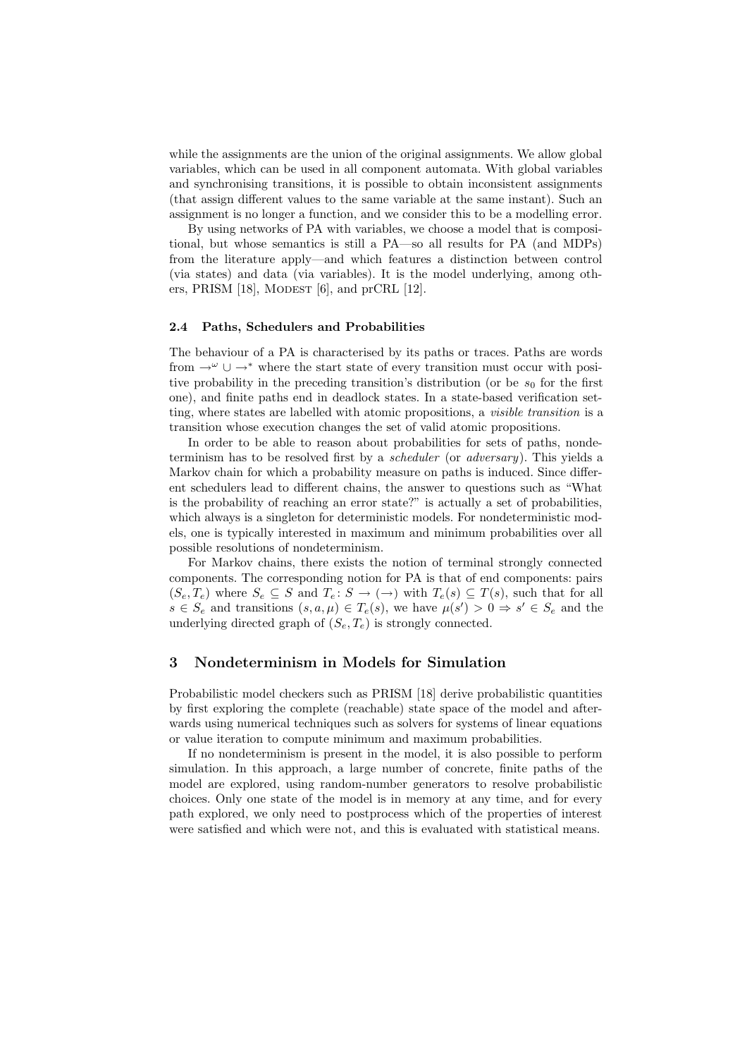while the assignments are the union of the original assignments. We allow global variables, which can be used in all component automata. With global variables and synchronising transitions, it is possible to obtain inconsistent assignments (that assign different values to the same variable at the same instant). Such an assignment is no longer a function, and we consider this to be a modelling error.

By using networks of PA with variables, we choose a model that is compositional, but whose semantics is still a PA—so all results for PA (and MDPs) from the literature apply—and which features a distinction between control (via states) and data (via variables). It is the model underlying, among others, PRISM [18], Modest [6], and prCRL [12].

### 2.4 Paths, Schedulers and Probabilities

The behaviour of a PA is characterised by its paths or traces. Paths are words from $\rightarrow^\omega \cup \rightarrow^*$ where the start state of every transition must occur with positive probability in the preceding transition's distribution (or be $s_0$ for the first one), and finite paths end in deadlock states. In a state-based verification setting, where states are labelled with atomic propositions, a *visible transition* is a transition whose execution changes the set of valid atomic propositions.

In order to be able to reason about probabilities for sets of paths, nondeterminism has to be resolved first by a *scheduler* (or *adversary*). This yields a Markov chain for which a probability measure on paths is induced. Since different schedulers lead to different chains, the answer to questions such as "What is the probability of reaching an error state?" is actually a set of probabilities, which always is a singleton for deterministic models. For nondeterministic models, one is typically interested in maximum and minimum probabilities over all possible resolutions of nondeterminism.

For Markov chains, there exists the notion of terminal strongly connected components. The corresponding notion for PA is that of end components: pairs $(S_e, T_e)$ where $S_e \subseteq S$ and $T_e \colon S \rightarrow (\rightarrow)$ with $T_e(s) \subseteq T(s)$, such that for all $s \in S_e$ and transitions $(s, a, \mu) \in T_e(s)$, we have $\mu(s') > 0 \Rightarrow s' \in S_e$ and the underlying directed graph of $(S_e, T_e)$ is strongly connected.

## 3 Nondeterminism in Models for Simulation

Probabilistic model checkers such as PRISM [18] derive probabilistic quantities by first exploring the complete (reachable) state space of the model and afterwards using numerical techniques such as solvers for systems of linear equations or value iteration to compute minimum and maximum probabilities.

If no nondeterminism is present in the model, it is also possible to perform simulation. In this approach, a large number of concrete, finite paths of the model are explored, using random-number generators to resolve probabilistic choices. Only one state of the model is in memory at any time, and for every path explored, we only need to postprocess which of the properties of interest were satisfied and which were not, and this is evaluated with statistical means.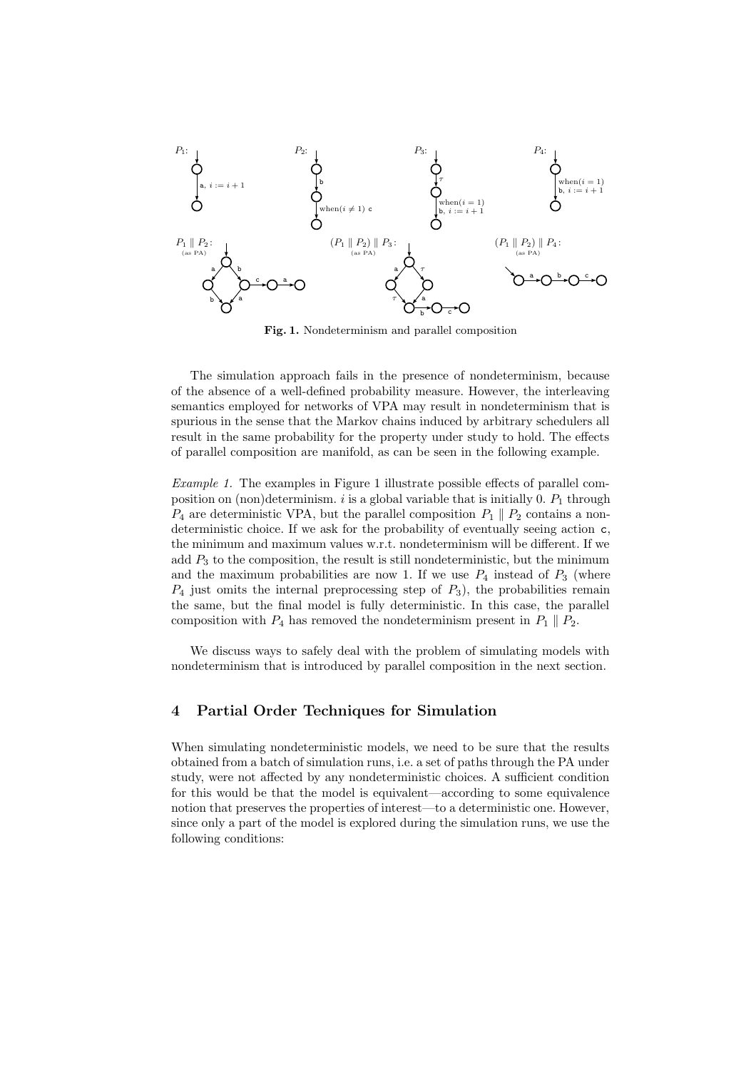Fig. 1. Nondeterminism and parallel composition

The simulation approach fails in the presence of nondeterminism, because of the absence of a well-defined probability measure. However, the interleaving semantics employed for networks of VPA may result in nondeterminism that is spurious in the sense that the Markov chains induced by arbitrary schedulers all result in the same probability for the property under study to hold. The effects of parallel composition are manifold, as can be seen in the following example.

*Example 1.* The examples in Figure 1 illustrate possible effects of parallel composition on (non)determinism. $i$ is a global variable that is initially 0. $P_1$ through $P_4$ are deterministic VPA, but the parallel composition $P_1 \parallel P_2$ contains a nondeterministic choice. If we ask for the probability of eventually seeing action c, the minimum and maximum values w.r.t. nondeterminism will be different. If we add $P_3$ to the composition, the result is still nondeterministic, but the minimum and the maximum probabilities are now 1. If we use $P_4$ instead of $P_3$ (where $P_4$ just omits the internal preprocessing step of $P_3$), the probabilities remain the same, but the final model is fully deterministic. In this case, the parallel composition with $P_4$ has removed the nondeterminism present in $P_1 \parallel P_2$.

We discuss ways to safely deal with the problem of simulating models with nondeterminism that is introduced by parallel composition in the next section.

## 4 Partial Order Techniques for Simulation

When simulating nondeterministic models, we need to be sure that the results obtained from a batch of simulation runs, i.e. a set of paths through the PA under study, were not affected by any nondeterministic choices. A sufficient condition for this would be that the model is equivalent—according to some equivalence notion that preserves the properties of interest—to a deterministic one. However, since only a part of the model is explored during the simulation runs, we use the following conditions: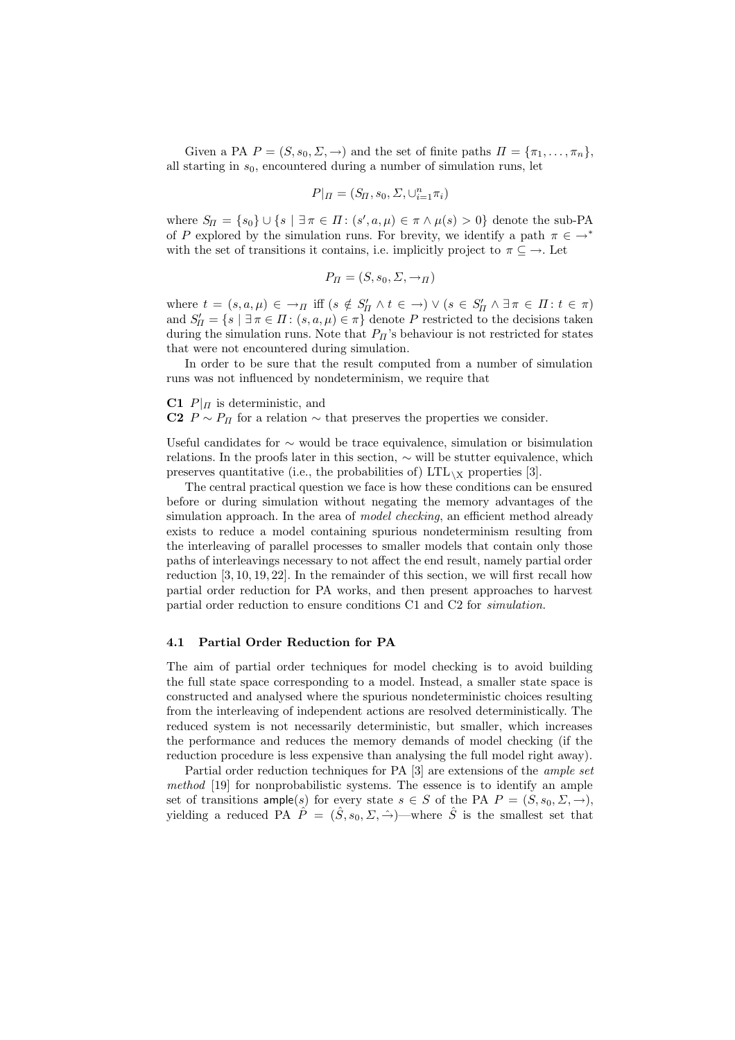Given a PA $P = (S, s_0, \Sigma, \to)$ and the set of finite paths $\Pi = \{\pi_1, \ldots, \pi_n\}$, all starting in $s_0$, encountered during a number of simulation runs, let

$$P|_\Pi = (S_\Pi, s_0, \Sigma, \cup_{i=1}^n \pi_i)$$

where $S_\Pi = \{s_0\} \cup \{s \mid \exists\, \pi \in \Pi \colon (s', a, \mu) \in \pi \wedge \mu(s) > 0\}$ denote the sub-PA of $P$ explored by the simulation runs. For brevity, we identify a path $\pi \in \to^*$ with the set of transitions it contains, i.e. implicitly project to $\pi \subseteq \to$. Let

$$P_\Pi = (S, s_0, \Sigma, \to_\Pi)$$

where $t = (s, a, \mu) \in \to_\Pi$ iff $(s \notin S'_\Pi \wedge t \in \to) \vee (s \in S'_\Pi \wedge \exists\, \pi \in \Pi \colon t \in \pi)$ and $S'_\Pi = \{s \mid \exists\, \pi \in \Pi \colon (s, a, \mu) \in \pi\}$ denote $P$ restricted to the decisions taken during the simulation runs. Note that $P_\Pi$'s behaviour is not restricted for states that were not encountered during simulation.

In order to be sure that the result computed from a number of simulation runs was not influenced by nondeterminism, we require that

**C1** $P|_\Pi$ is deterministic, and
**C2** $P \sim P_\Pi$ for a relation $\sim$ that preserves the properties we consider.

Useful candidates for $\sim$ would be trace equivalence, simulation or bisimulation relations. In the proofs later in this section, $\sim$ will be stutter equivalence, which preserves quantitative (i.e., the probabilities of) $\mathrm{LTL}_{\setminus \mathrm{X}}$ properties [3].

The central practical question we face is how these conditions can be ensured before or during simulation without negating the memory advantages of the simulation approach. In the area of *model checking*, an efficient method already exists to reduce a model containing spurious nondeterminism resulting from the interleaving of parallel processes to smaller models that contain only those paths of interleavings necessary to not affect the end result, namely partial order reduction [3, 10, 19, 22]. In the remainder of this section, we will first recall how partial order reduction for PA works, and then present approaches to harvest partial order reduction to ensure conditions C1 and C2 for *simulation*.

### 4.1 Partial Order Reduction for PA

The aim of partial order techniques for model checking is to avoid building the full state space corresponding to a model. Instead, a smaller state space is constructed and analysed where the spurious nondeterministic choices resulting from the interleaving of independent actions are resolved deterministically. The reduced system is not necessarily deterministic, but smaller, which increases the performance and reduces the memory demands of model checking (if the reduction procedure is less expensive than analysing the full model right away).

Partial order reduction techniques for PA [3] are extensions of the *ample set method* [19] for nonprobabilistic systems. The essence is to identify an ample set of transitions $\mathsf{ample}(s)$ for every state $s \in S$ of the PA $P = (S, s_0, \Sigma, \to)$, yielding a reduced PA $\hat{P} = (\hat{S}, s_0, \Sigma, \hat{\to})$—where $\hat{S}$ is the smallest set that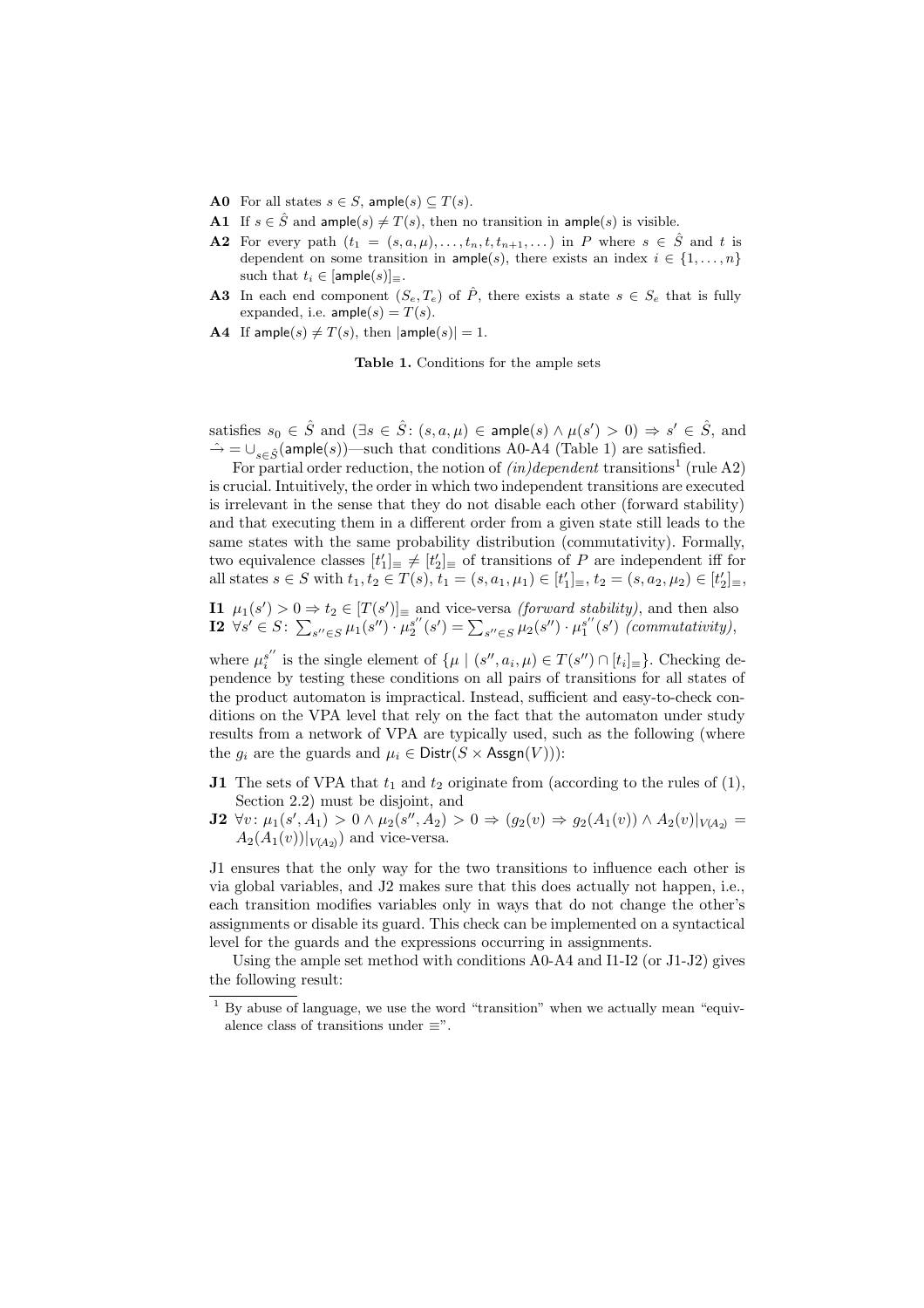**A0** For all states $s \in S$, $\mathsf{ample}(s) \subseteq T(s)$.

**A1** If $s \in \hat{S}$ and $\mathsf{ample}(s) \neq T(s)$, then no transition in $\mathsf{ample}(s)$ is visible.

**A2** For every path $(t_1 = (s, a, \mu), \ldots, t_n, t, t_{n+1}, \ldots)$ in $P$ where $s \in \hat{S}$ and $t$ is dependent on some transition in $\mathsf{ample}(s)$, there exists an index $i \in \{1, \ldots, n\}$ such that $t_i \in [\mathsf{ample}(s)]_{\equiv}$.

**A3** In each end component $(S_e, T_e)$ of $\hat{P}$, there exists a state $s \in S_e$ that is fully expanded, i.e. $\mathsf{ample}(s) = T(s)$.

**A4** If $\mathsf{ample}(s) \neq T(s)$, then $|\mathsf{ample}(s)| = 1$.

**Table 1.** Conditions for the ample sets

satisfies $s_0 \in \hat{S}$ and $(\exists s \in \hat{S} \colon (s, a, \mu) \in \mathsf{ample}(s) \wedge \mu(s') > 0) \Rightarrow s' \in \hat{S}$, and $\hat{\rightarrow} = \cup_{s \in \hat{S}}(\mathsf{ample}(s))$—such that conditions A0-A4 (Table 1) are satisfied.

For partial order reduction, the notion of *(in)dependent* transitions[1] (rule A2) is crucial. Intuitively, the order in which two independent transitions are executed is irrelevant in the sense that they do not disable each other (forward stability) and that executing them in a different order from a given state still leads to the same states with the same probability distribution (commutativity). Formally, two equivalence classes $[t_1']_{\equiv} \neq [t_2']_{\equiv}$ of transitions of $P$ are independent iff for all states $s \in S$ with $t_1, t_2 \in T(s)$, $t_1 = (s, a_1, \mu_1) \in [t_1']_{\equiv}$, $t_2 = (s, a_2, \mu_2) \in [t_2']_{\equiv}$,

**I1** $\mu_1(s') > 0 \Rightarrow t_2 \in [T(s')]_{\equiv}$ and vice-versa *(forward stability)*, and then also
**I2** $\forall s' \in S \colon \sum_{s'' \in S} \mu_1(s'') \cdot \mu_2^{s''}(s') = \sum_{s'' \in S} \mu_2(s'') \cdot \mu_1^{s''}(s')$ *(commutativity)*,

where $\mu_i^{s''}$ is the single element of $\{\mu \mid (s'', a_i, \mu) \in T(s'') \cap [t_i]_{\equiv}\}$. Checking dependence by testing these conditions on all pairs of transitions for all states of the product automaton is impractical. Instead, sufficient and easy-to-check conditions on the VPA level that rely on the fact that the automaton under study results from a network of VPA are typically used, such as the following (where the $g_i$ are the guards and $\mu_i \in \mathsf{Distr}(S \times \mathsf{Assgn}(V))$):

**J1** The sets of VPA that $t_1$ and $t_2$ originate from (according to the rules of (1), Section 2.2) must be disjoint, and

**J2** $\forall v \colon \mu_1(s', A_1) > 0 \wedge \mu_2(s'', A_2) > 0 \Rightarrow (g_2(v) \Rightarrow g_2(A_1(v)) \wedge A_2(v)|_{V(A_2)} = A_2(A_1(v))|_{V(A_2)})$ and vice-versa.

J1 ensures that the only way for the two transitions to influence each other is via global variables, and J2 makes sure that this does actually not happen, i.e., each transition modifies variables only in ways that do not change the other's assignments or disable its guard. This check can be implemented on a syntactical level for the guards and the expressions occurring in assignments.

Using the ample set method with conditions A0-A4 and I1-I2 (or J1-J2) gives the following result:

[1] By abuse of language, we use the word "transition" when we actually mean "equivalence class of transitions under $\equiv$".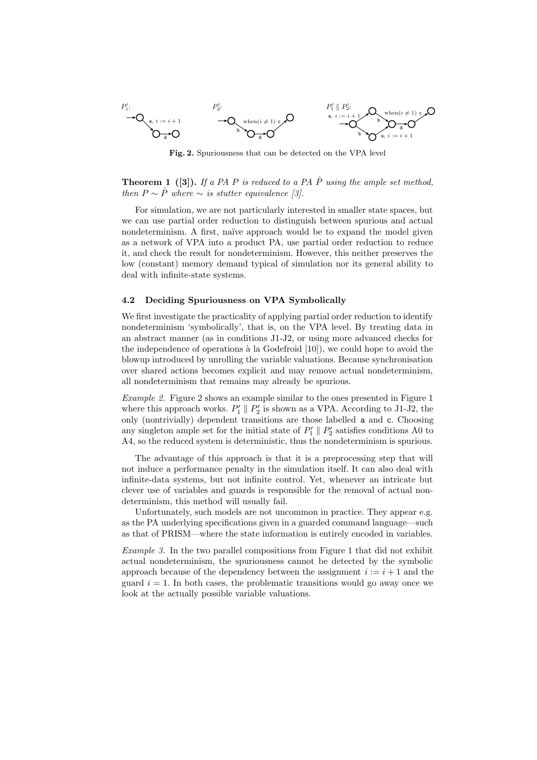Fig. 2. Spuriousness that can be detected on the VPA level

**Theorem 1 ([3]).** *If a PA $P$ is reduced to a PA $\hat{P}$ using the ample set method, then $P \sim \hat{P}$ where $\sim$ is stutter equivalence [3].*

For simulation, we are not particularly interested in smaller state spaces, but we can use partial order reduction to distinguish between spurious and actual nondeterminism. A first, naïve approach would be to expand the model given as a network of VPA into a product PA, use partial order reduction to reduce it, and check the result for nondeterminism. However, this neither preserves the low (constant) memory demand typical of simulation nor its general ability to deal with infinite-state systems.

### 4.2 Deciding Spuriousness on VPA Symbolically

We first investigate the practicality of applying partial order reduction to identify nondeterminism 'symbolically', that is, on the VPA level. By treating data in an abstract manner (as in conditions J1-J2, or using more advanced checks for the independence of operations à la Godefroid [10]), we could hope to avoid the blowup introduced by unrolling the variable valuations. Because synchronisation over shared actions becomes explicit and may remove actual nondeterminism, all nondeterminism that remains may already be spurious.

*Example 2.* Figure 2 shows an example similar to the ones presented in Figure 1 where this approach works. $P_1' \parallel P_2'$ is shown as a VPA. According to J1-J2, the only (nontrivially) dependent transitions are those labelled a and c. Choosing any singleton ample set for the initial state of $P_1' \parallel P_2'$ satisfies conditions A0 to A4, so the reduced system is deterministic, thus the nondeterminism is spurious.

The advantage of this approach is that it is a preprocessing step that will not induce a performance penalty in the simulation itself. It can also deal with infinite-data systems, but not infinite control. Yet, whenever an intricate but clever use of variables and guards is responsible for the removal of actual nondeterminism, this method will usually fail.

Unfortunately, such models are not uncommon in practice. They appear e.g. as the PA underlying specifications given in a guarded command language—such as that of PRISM—where the state information is entirely encoded in variables.

*Example 3.* In the two parallel compositions from Figure 1 that did not exhibit actual nondeterminism, the spuriousness cannot be detected by the symbolic approach because of the dependency between the assignment $i := i + 1$ and the guard $i = 1$. In both cases, the problematic transitions would go away once we look at the actually possible variable valuations.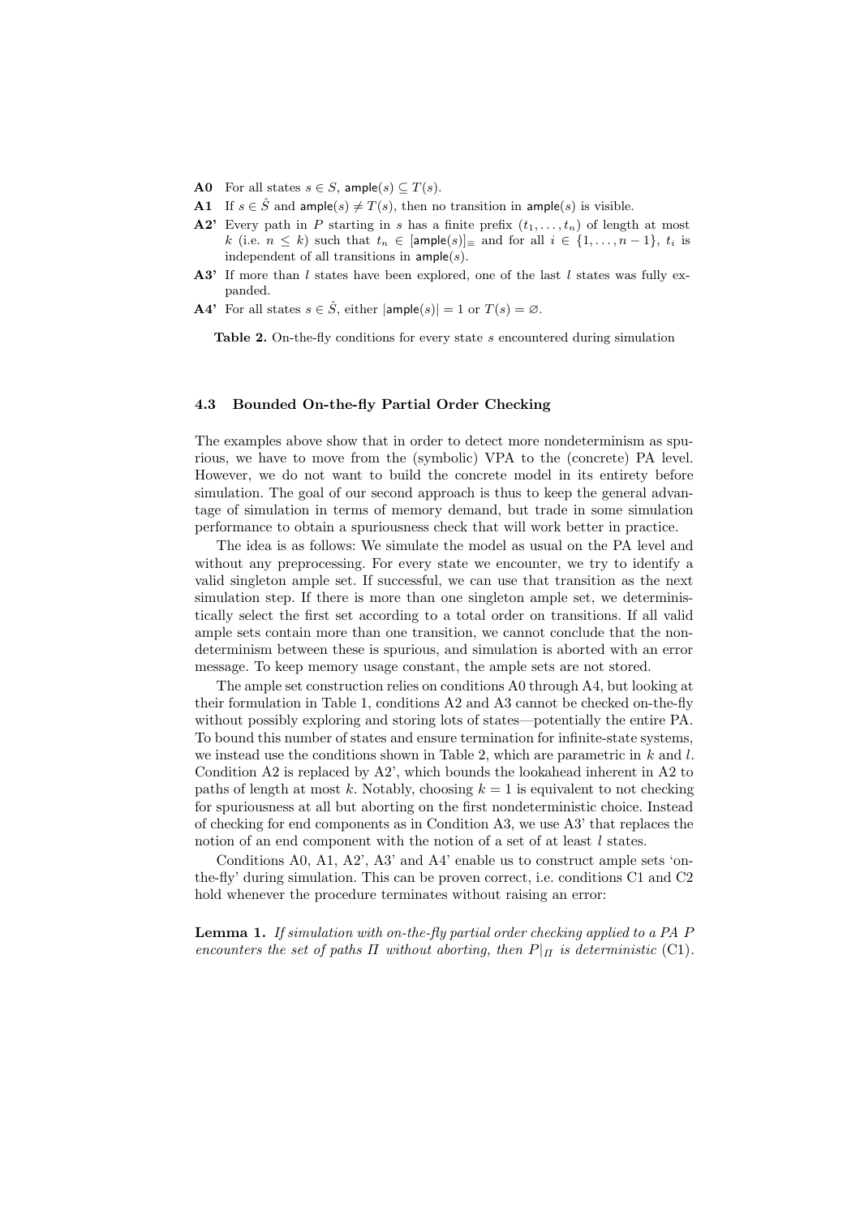**A0** For all states $s \in S$, $\mathsf{ample}(s) \subseteq T(s)$.

**A1** If $s \in \hat{S}$ and $\mathsf{ample}(s) \neq T(s)$, then no transition in $\mathsf{ample}(s)$ is visible.

**A2'** Every path in $P$ starting in $s$ has a finite prefix $(t_1, \ldots, t_n)$ of length at most $k$ (i.e. $n \leq k$) such that $t_n \in [\mathsf{ample}(s)]_\equiv$ and for all $i \in \{1, \ldots, n-1\}$, $t_i$ is independent of all transitions in $\mathsf{ample}(s)$.

**A3'** If more than $l$ states have been explored, one of the last $l$ states was fully expanded.

**A4'** For all states $s \in \hat{S}$, either $|\mathsf{ample}(s)| = 1$ or $T(s) = \varnothing$.

**Table 2.** On-the-fly conditions for every state $s$ encountered during simulation

### 4.3 Bounded On-the-fly Partial Order Checking

The examples above show that in order to detect more nondeterminism as spurious, we have to move from the (symbolic) VPA to the (concrete) PA level. However, we do not want to build the concrete model in its entirety before simulation. The goal of our second approach is thus to keep the general advantage of simulation in terms of memory demand, but trade in some simulation performance to obtain a spuriousness check that will work better in practice.

The idea is as follows: We simulate the model as usual on the PA level and without any preprocessing. For every state we encounter, we try to identify a valid singleton ample set. If successful, we can use that transition as the next simulation step. If there is more than one singleton ample set, we deterministically select the first set according to a total order on transitions. If all valid ample sets contain more than one transition, we cannot conclude that the nondeterminism between these is spurious, and simulation is aborted with an error message. To keep memory usage constant, the ample sets are not stored.

The ample set construction relies on conditions A0 through A4, but looking at their formulation in Table 1, conditions A2 and A3 cannot be checked on-the-fly without possibly exploring and storing lots of states—potentially the entire PA. To bound this number of states and ensure termination for infinite-state systems, we instead use the conditions shown in Table 2, which are parametric in $k$ and $l$. Condition A2 is replaced by A2', which bounds the lookahead inherent in A2 to paths of length at most $k$. Notably, choosing $k = 1$ is equivalent to not checking for spuriousness at all but aborting on the first nondeterministic choice. Instead of checking for end components as in Condition A3, we use A3' that replaces the notion of an end component with the notion of a set of at least $l$ states.

Conditions A0, A1, A2', A3' and A4' enable us to construct ample sets 'on-the-fly' during simulation. This can be proven correct, i.e. conditions C1 and C2 hold whenever the procedure terminates without raising an error:

**Lemma 1.** *If simulation with on-the-fly partial order checking applied to a PA $P$ encounters the set of paths $\Pi$ without aborting, then $P|_\Pi$ is deterministic* (C1).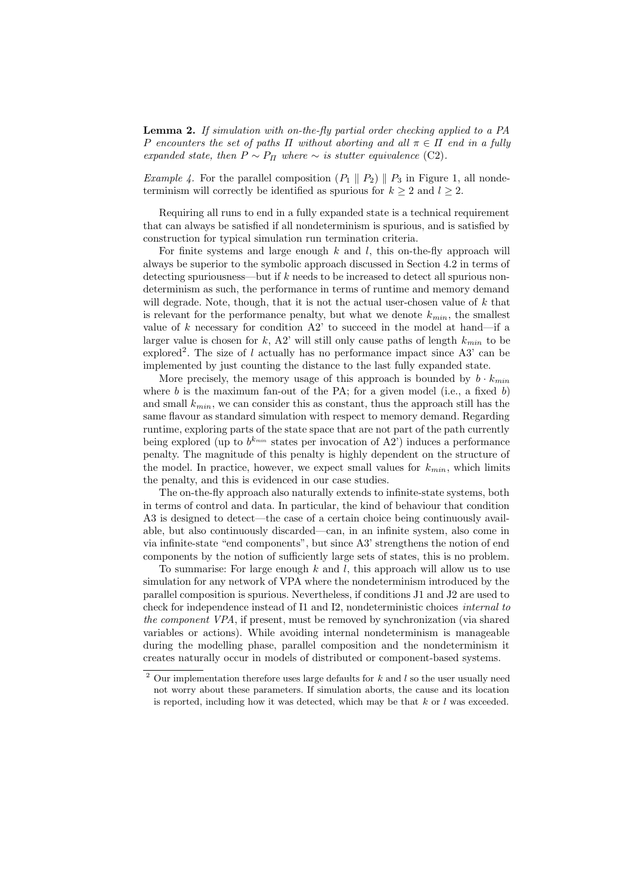**Lemma 2.** *If simulation with on-the-fly partial order checking applied to a PA $P$ encounters the set of paths $\Pi$ without aborting and all $\pi \in \Pi$ end in a fully expanded state, then $P \sim P_\Pi$ where $\sim$ is stutter equivalence* (C2)*.*

*Example 4.* For the parallel composition $(P_1 \parallel P_2) \parallel P_3$ in Figure 1, all nondeterminism will correctly be identified as spurious for $k \geq 2$ and $l \geq 2$.

Requiring all runs to end in a fully expanded state is a technical requirement that can always be satisfied if all nondeterminism is spurious, and is satisfied by construction for typical simulation run termination criteria.

For finite systems and large enough $k$ and $l$, this on-the-fly approach will always be superior to the symbolic approach discussed in Section 4.2 in terms of detecting spuriousness—but if $k$ needs to be increased to detect all spurious nondeterminism as such, the performance in terms of runtime and memory demand will degrade. Note, though, that it is not the actual user-chosen value of $k$ that is relevant for the performance penalty, but what we denote $k_{min}$, the smallest value of $k$ necessary for condition A2' to succeed in the model at hand—if a larger value is chosen for $k$, A2' will still only cause paths of length $k_{min}$ to be explored[2]. The size of $l$ actually has no performance impact since A3' can be implemented by just counting the distance to the last fully expanded state.

More precisely, the memory usage of this approach is bounded by $b \cdot k_{min}$ where $b$ is the maximum fan-out of the PA; for a given model (i.e., a fixed $b$) and small $k_{min}$, we can consider this as constant, thus the approach still has the same flavour as standard simulation with respect to memory demand. Regarding runtime, exploring parts of the state space that are not part of the path currently being explored (up to $b^{k_{min}}$ states per invocation of A2') induces a performance penalty. The magnitude of this penalty is highly dependent on the structure of the model. In practice, however, we expect small values for $k_{min}$, which limits the penalty, and this is evidenced in our case studies.

The on-the-fly approach also naturally extends to infinite-state systems, both in terms of control and data. In particular, the kind of behaviour that condition A3 is designed to detect—the case of a certain choice being continuously available, but also continuously discarded—can, in an infinite system, also come in via infinite-state "end components", but since A3' strengthens the notion of end components by the notion of sufficiently large sets of states, this is no problem.

To summarise: For large enough $k$ and $l$, this approach will allow us to use simulation for any network of VPA where the nondeterminism introduced by the parallel composition is spurious. Nevertheless, if conditions J1 and J2 are used to check for independence instead of I1 and I2, nondeterministic choices *internal to the component VPA*, if present, must be removed by synchronization (via shared variables or actions). While avoiding internal nondeterminism is manageable during the modelling phase, parallel composition and the nondeterminism it creates naturally occur in models of distributed or component-based systems.

[2] Our implementation therefore uses large defaults for $k$ and $l$ so the user usually need not worry about these parameters. If simulation aborts, the cause and its location is reported, including how it was detected, which may be that $k$ or $l$ was exceeded.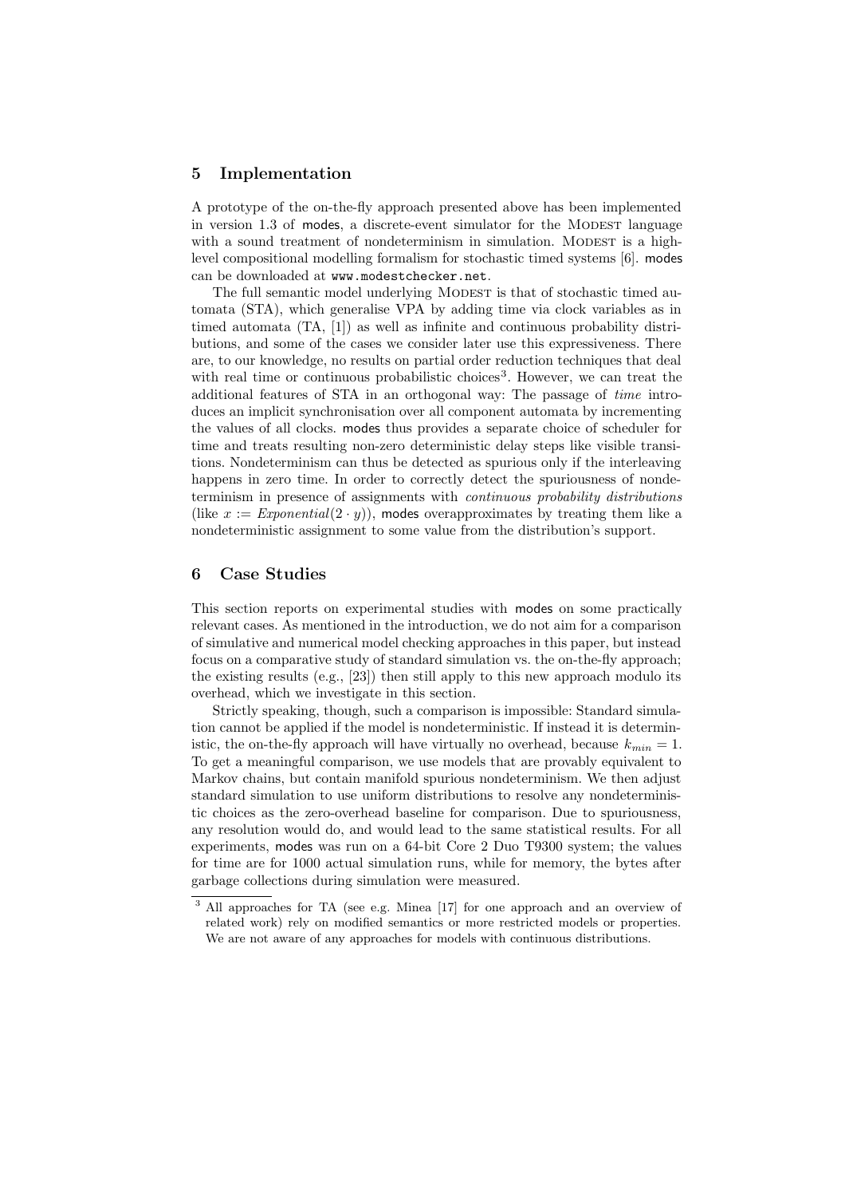## 5 Implementation

A prototype of the on-the-fly approach presented above has been implemented in version 1.3 of modes, a discrete-event simulator for the MODEST language with a sound treatment of nondeterminism in simulation. MODEST is a high-level compositional modelling formalism for stochastic timed systems [6]. modes can be downloaded at www.modestchecker.net.

The full semantic model underlying MODEST is that of stochastic timed automata (STA), which generalise VPA by adding time via clock variables as in timed automata (TA, [1]) as well as infinite and continuous probability distributions, and some of the cases we consider later use this expressiveness. There are, to our knowledge, no results on partial order reduction techniques that deal with real time or continuous probabilistic choices[3]. However, we can treat the additional features of STA in an orthogonal way: The passage of *time* introduces an implicit synchronisation over all component automata by incrementing the values of all clocks. modes thus provides a separate choice of scheduler for time and treats resulting non-zero deterministic delay steps like visible transitions. Nondeterminism can thus be detected as spurious only if the interleaving happens in zero time. In order to correctly detect the spuriousness of nondeterminism in presence of assignments with *continuous probability distributions* (like $x := \mathit{Exponential}(2 \cdot y)$), modes overapproximates by treating them like a nondeterministic assignment to some value from the distribution's support.

## 6 Case Studies

This section reports on experimental studies with modes on some practically relevant cases. As mentioned in the introduction, we do not aim for a comparison of simulative and numerical model checking approaches in this paper, but instead focus on a comparative study of standard simulation vs. the on-the-fly approach; the existing results (e.g., [23]) then still apply to this new approach modulo its overhead, which we investigate in this section.

Strictly speaking, though, such a comparison is impossible: Standard simulation cannot be applied if the model is nondeterministic. If instead it is deterministic, the on-the-fly approach will have virtually no overhead, because $k_{min} = 1$. To get a meaningful comparison, we use models that are provably equivalent to Markov chains, but contain manifold spurious nondeterminism. We then adjust standard simulation to use uniform distributions to resolve any nondeterministic choices as the zero-overhead baseline for comparison. Due to spuriousness, any resolution would do, and would lead to the same statistical results. For all experiments, modes was run on a 64-bit Core 2 Duo T9300 system; the values for time are for 1000 actual simulation runs, while for memory, the bytes after garbage collections during simulation were measured.

[3] All approaches for TA (see e.g. Minea [17] for one approach and an overview of related work) rely on modified semantics or more restricted models or properties. We are not aware of any approaches for models with continuous distributions.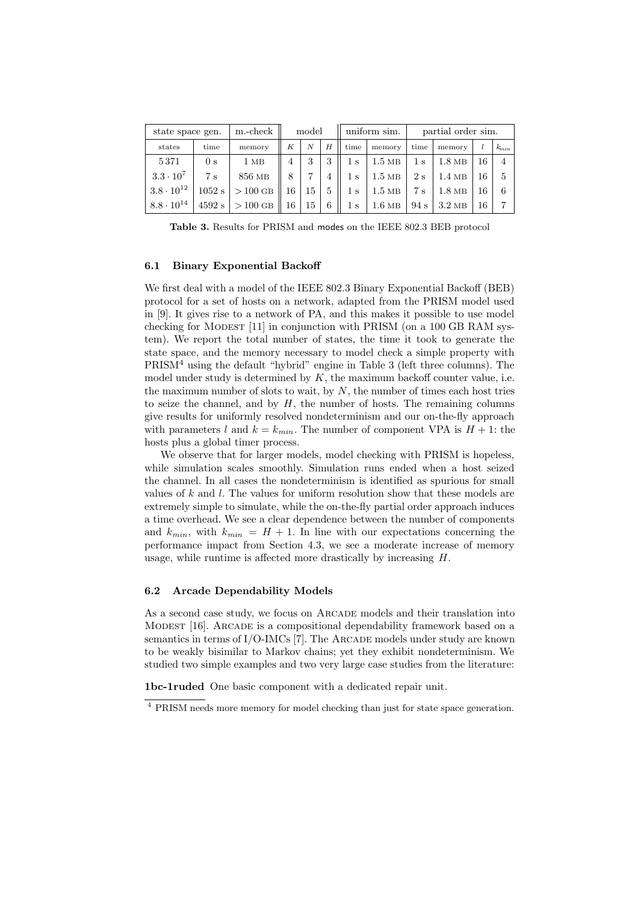| state space gen. | | m.-check | model | | | uniform sim. | | partial order sim. | | | |
|---|---|---|---|---|---|---|---|---|---|---|---|
| states | time | memory | $K$ | $N$ | $H$ | time | memory | time | memory | $l$ | $k_{min}$ |
| 5 371 | 0 s | 1 MB | 4 | 3 | 3 | 1 s | 1.5 MB | 1 s | 1.8 MB | 16 | 4 |
| $3.3 \cdot 10^7$ | 7 s | 856 MB | 8 | 7 | 4 | 1 s | 1.5 MB | 2 s | 1.4 MB | 16 | 5 |
| $3.8 \cdot 10^{12}$ | 1052 s | > 100 GB | 16 | 15 | 5 | 1 s | 1.5 MB | 7 s | 1.8 MB | 16 | 6 |
| $8.8 \cdot 10^{14}$ | 4592 s | > 100 GB | 16 | 15 | 6 | 1 s | 1.6 MB | 94 s | 3.2 MB | 16 | 7 |

**Table 3.** Results for PRISM and modes on the IEEE 802.3 BEB protocol

### 6.1 Binary Exponential Backoff

We first deal with a model of the IEEE 802.3 Binary Exponential Backoff (BEB) protocol for a set of hosts on a network, adapted from the PRISM model used in [9]. It gives rise to a network of PA, and this makes it possible to use model checking for Modest [11] in conjunction with PRISM (on a 100 GB RAM system). We report the total number of states, the time it took to generate the state space, and the memory necessary to model check a simple property with PRISM[4] using the default "hybrid" engine in Table 3 (left three columns). The model under study is determined by $K$, the maximum backoff counter value, i.e. the maximum number of slots to wait, by $N$, the number of times each host tries to seize the channel, and by $H$, the number of hosts. The remaining columns give results for uniformly resolved nondeterminism and our on-the-fly approach with parameters $l$ and $k = k_{min}$. The number of component VPA is $H + 1$: the hosts plus a global timer process.

We observe that for larger models, model checking with PRISM is hopeless, while simulation scales smoothly. Simulation runs ended when a host seized the channel. In all cases the nondeterminism is identified as spurious for small values of $k$ and $l$. The values for uniform resolution show that these models are extremely simple to simulate, while the on-the-fly partial order approach induces a time overhead. We see a clear dependence between the number of components and $k_{min}$, with $k_{min} = H + 1$. In line with our expectations concerning the performance impact from Section 4.3, we see a moderate increase of memory usage, while runtime is affected more drastically by increasing $H$.

### 6.2 Arcade Dependability Models

As a second case study, we focus on Arcade models and their translation into Modest [16]. Arcade is a compositional dependability framework based on a semantics in terms of I/O-IMCs [7]. The Arcade models under study are known to be weakly bisimilar to Markov chains; yet they exhibit nondeterminism. We studied two simple examples and two very large case studies from the literature:

**1bc-1ruded** One basic component with a dedicated repair unit.

[4] PRISM needs more memory for model checking than just for state space generation.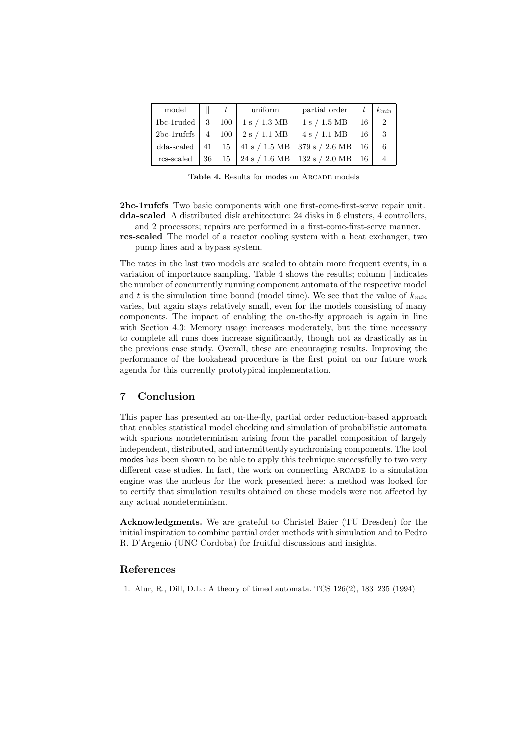| model | $\|$ | $t$ | uniform | partial order | $l$ | $k_{min}$ |
|---|---|---|---|---|---|---|
| 1bc-1ruded | 3 | 100 | 1 s / 1.3 MB | 1 s / 1.5 MB | 16 | 2 |
| 2bc-1rufcfs | 4 | 100 | 2 s / 1.1 MB | 4 s / 1.1 MB | 16 | 3 |
| dda-scaled | 41 | 15 | 41 s / 1.5 MB | 379 s / 2.6 MB | 16 | 6 |
| rcs-scaled | 36 | 15 | 24 s / 1.6 MB | 132 s / 2.0 MB | 16 | 4 |

**Table 4.** Results for modes on ARCADE models

**2bc-1rufcfs** Two basic components with one first-come-first-serve repair unit.

**dda-scaled** A distributed disk architecture: 24 disks in 6 clusters, 4 controllers, and 2 processors; repairs are performed in a first-come-first-serve manner.

**rcs-scaled** The model of a reactor cooling system with a heat exchanger, two pump lines and a bypass system.

The rates in the last two models are scaled to obtain more frequent events, in a variation of importance sampling. Table 4 shows the results; column $\|$ indicates the number of concurrently running component automata of the respective model and $t$ is the simulation time bound (model time). We see that the value of $k_{min}$ varies, but again stays relatively small, even for the models consisting of many components. The impact of enabling the on-the-fly approach is again in line with Section 4.3: Memory usage increases moderately, but the time necessary to complete all runs does increase significantly, though not as drastically as in the previous case study. Overall, these are encouraging results. Improving the performance of the lookahead procedure is the first point on our future work agenda for this currently prototypical implementation.

## 7 Conclusion

This paper has presented an on-the-fly, partial order reduction-based approach that enables statistical model checking and simulation of probabilistic automata with spurious nondeterminism arising from the parallel composition of largely independent, distributed, and intermittently synchronising components. The tool modes has been shown to be able to apply this technique successfully to two very different case studies. In fact, the work on connecting ARCADE to a simulation engine was the nucleus for the work presented here: a method was looked for to certify that simulation results obtained on these models were not affected by any actual nondeterminism.

**Acknowledgments.** We are grateful to Christel Baier (TU Dresden) for the initial inspiration to combine partial order methods with simulation and to Pedro R. D'Argenio (UNC Cordoba) for fruitful discussions and insights.

## References

1. Alur, R., Dill, D.L.: A theory of timed automata. TCS 126(2), 183–235 (1994)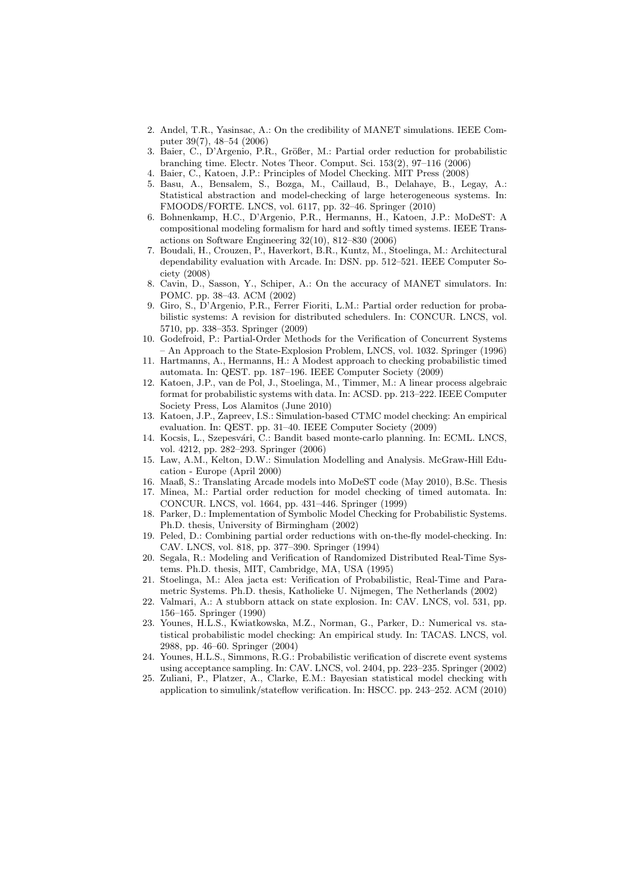2. Andel, T.R., Yasinsac, A.: On the credibility of MANET simulations. IEEE Computer 39(7), 48–54 (2006)
3. Baier, C., D'Argenio, P.R., Größer, M.: Partial order reduction for probabilistic branching time. Electr. Notes Theor. Comput. Sci. 153(2), 97–116 (2006)
4. Baier, C., Katoen, J.P.: Principles of Model Checking. MIT Press (2008)
5. Basu, A., Bensalem, S., Bozga, M., Caillaud, B., Delahaye, B., Legay, A.: Statistical abstraction and model-checking of large heterogeneous systems. In: FMOODS/FORTE. LNCS, vol. 6117, pp. 32–46. Springer (2010)
6. Bohnenkamp, H.C., D'Argenio, P.R., Hermanns, H., Katoen, J.P.: MoDeST: A compositional modeling formalism for hard and softly timed systems. IEEE Transactions on Software Engineering 32(10), 812–830 (2006)
7. Boudali, H., Crouzen, P., Haverkort, B.R., Kuntz, M., Stoelinga, M.: Architectural dependability evaluation with Arcade. In: DSN. pp. 512–521. IEEE Computer Society (2008)
8. Cavin, D., Sasson, Y., Schiper, A.: On the accuracy of MANET simulators. In: POMC. pp. 38–43. ACM (2002)
9. Giro, S., D'Argenio, P.R., Ferrer Fioriti, L.M.: Partial order reduction for probabilistic systems: A revision for distributed schedulers. In: CONCUR. LNCS, vol. 5710, pp. 338–353. Springer (2009)
10. Godefroid, P.: Partial-Order Methods for the Verification of Concurrent Systems – An Approach to the State-Explosion Problem, LNCS, vol. 1032. Springer (1996)
11. Hartmanns, A., Hermanns, H.: A Modest approach to checking probabilistic timed automata. In: QEST. pp. 187–196. IEEE Computer Society (2009)
12. Katoen, J.P., van de Pol, J., Stoelinga, M., Timmer, M.: A linear process algebraic format for probabilistic systems with data. In: ACSD. pp. 213–222. IEEE Computer Society Press, Los Alamitos (June 2010)
13. Katoen, J.P., Zapreev, I.S.: Simulation-based CTMC model checking: An empirical evaluation. In: QEST. pp. 31–40. IEEE Computer Society (2009)
14. Kocsis, L., Szepesvári, C.: Bandit based monte-carlo planning. In: ECML. LNCS, vol. 4212, pp. 282–293. Springer (2006)
15. Law, A.M., Kelton, D.W.: Simulation Modelling and Analysis. McGraw-Hill Education - Europe (April 2000)
16. Maaß, S.: Translating Arcade models into MoDeST code (May 2010), B.Sc. Thesis
17. Minea, M.: Partial order reduction for model checking of timed automata. In: CONCUR. LNCS, vol. 1664, pp. 431–446. Springer (1999)
18. Parker, D.: Implementation of Symbolic Model Checking for Probabilistic Systems. Ph.D. thesis, University of Birmingham (2002)
19. Peled, D.: Combining partial order reductions with on-the-fly model-checking. In: CAV. LNCS, vol. 818, pp. 377–390. Springer (1994)
20. Segala, R.: Modeling and Verification of Randomized Distributed Real-Time Systems. Ph.D. thesis, MIT, Cambridge, MA, USA (1995)
21. Stoelinga, M.: Alea jacta est: Verification of Probabilistic, Real-Time and Parametric Systems. Ph.D. thesis, Katholieke U. Nijmegen, The Netherlands (2002)
22. Valmari, A.: A stubborn attack on state explosion. In: CAV. LNCS, vol. 531, pp. 156–165. Springer (1990)
23. Younes, H.L.S., Kwiatkowska, M.Z., Norman, G., Parker, D.: Numerical vs. statistical probabilistic model checking: An empirical study. In: TACAS. LNCS, vol. 2988, pp. 46–60. Springer (2004)
24. Younes, H.L.S., Simmons, R.G.: Probabilistic verification of discrete event systems using acceptance sampling. In: CAV. LNCS, vol. 2404, pp. 223–235. Springer (2002)
25. Zuliani, P., Platzer, A., Clarke, E.M.: Bayesian statistical model checking with application to simulink/stateflow verification. In: HSCC. pp. 243–252. ACM (2010)